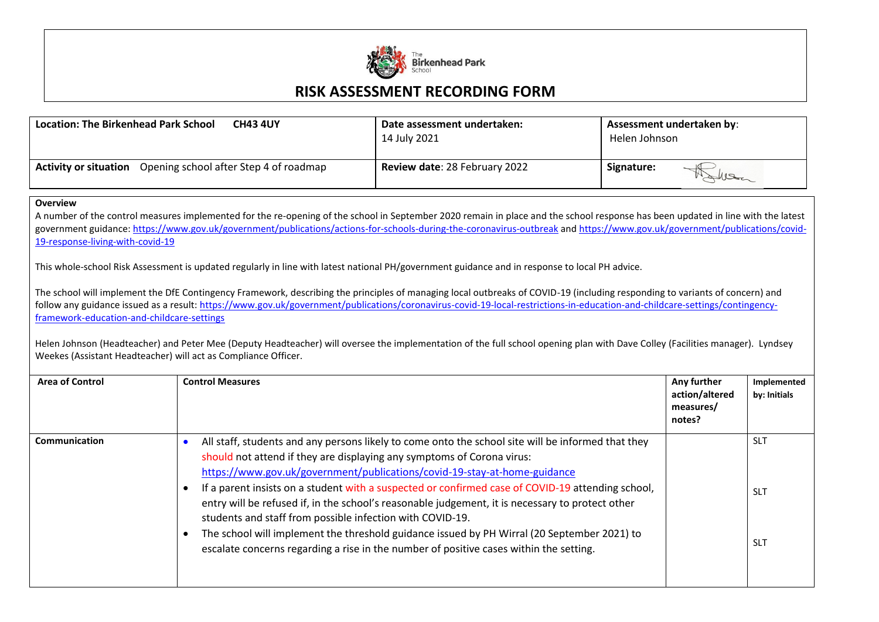The Birkenhead Park School

# RISK ASSESSMENT RECORDING FORM

| **Location: The Birkenhead Park School CH43 4UY** | **Date assessment undertaken:** 14 July 2021 | **Assessment undertaken by**: Helen Johnson |
|---|---|---|
| **Activity or situation** Opening school after Step 4 of roadmap | **Review date**: 28 February 2022 | **Signature:** |

**Overview**

A number of the control measures implemented for the re-opening of the school in September 2020 remain in place and the school response has been updated in line with the latest government guidance: https://www.gov.uk/government/publications/actions-for-schools-during-the-coronavirus-outbreak and https://www.gov.uk/government/publications/covid-19-response-living-with-covid-19

This whole-school Risk Assessment is updated regularly in line with latest national PH/government guidance and in response to local PH advice.

The school will implement the DfE Contingency Framework, describing the principles of managing local outbreaks of COVID-19 (including responding to variants of concern) and follow any guidance issued as a result: https://www.gov.uk/government/publications/coronavirus-covid-19-local-restrictions-in-education-and-childcare-settings/contingency-framework-education-and-childcare-settings

Helen Johnson (Headteacher) and Peter Mee (Deputy Headteacher) will oversee the implementation of the full school opening plan with Dave Colley (Facilities manager). Lyndsey Weekes (Assistant Headteacher) will act as Compliance Officer.

| **Area of Control** | **Control Measures** | **Any further action/altered measures/ notes?** | **Implemented by: Initials** |
|---|---|---|---|
| **Communication** | • All staff, students and any persons likely to come onto the school site will be informed that they should not attend if they are displaying any symptoms of Corona virus: https://www.gov.uk/government/publications/covid-19-stay-at-home-guidance<br>• If a parent insists on a student with a suspected or confirmed case of COVID-19 attending school, entry will be refused if, in the school's reasonable judgement, it is necessary to protect other students and staff from possible infection with COVID-19.<br>• The school will implement the threshold guidance issued by PH Wirral (20 September 2021) to escalate concerns regarding a rise in the number of positive cases within the setting. | | SLT<br>SLT<br>SLT |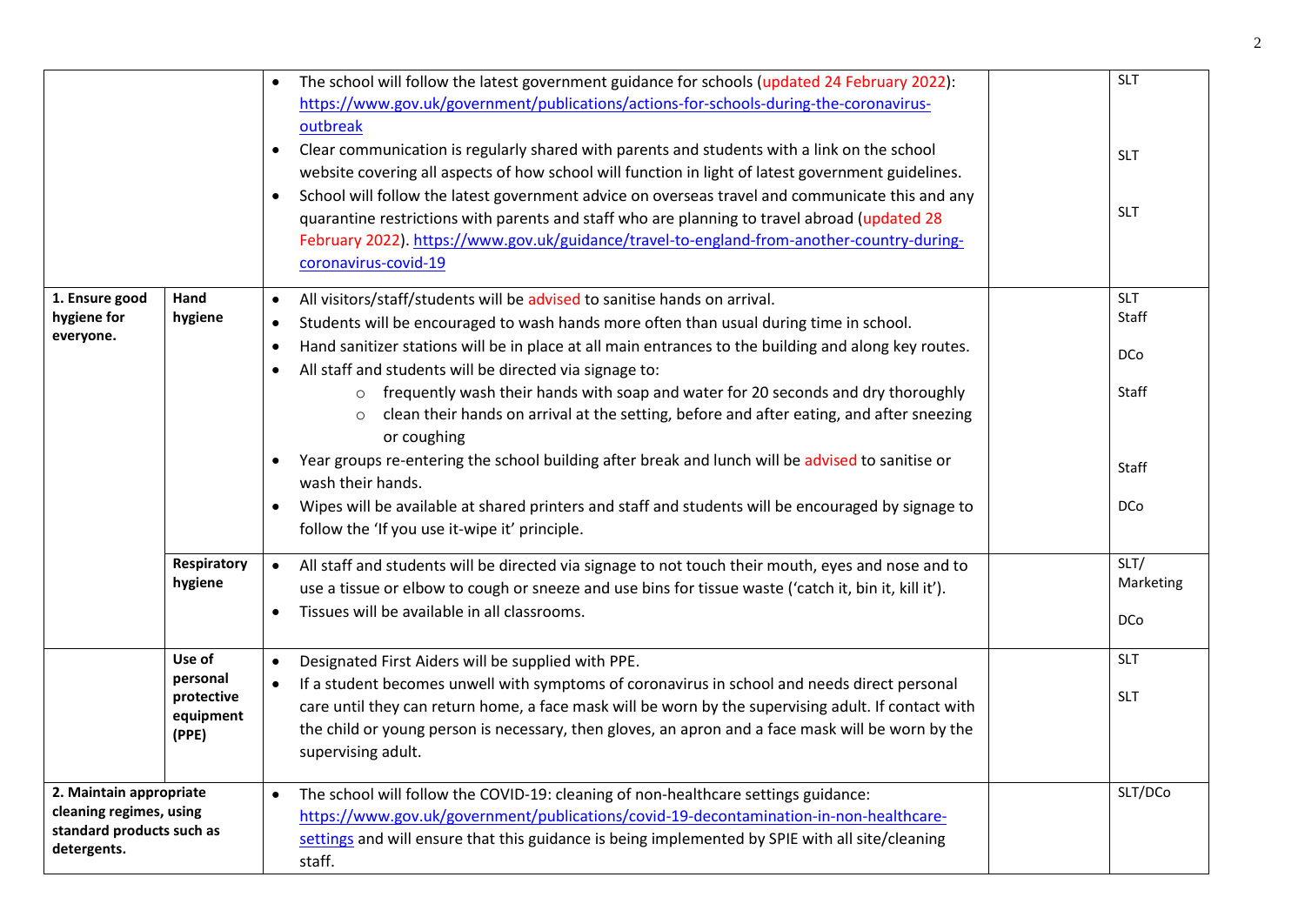| | | | | |
|---|---|---|---|---|
| | | • The school will follow the latest government guidance for schools (updated 24 February 2022): https://www.gov.uk/government/publications/actions-for-schools-during-the-coronavirus-outbreak<br>• Clear communication is regularly shared with parents and students with a link on the school website covering all aspects of how school will function in light of latest government guidelines.<br>• School will follow the latest government advice on overseas travel and communicate this and any quarantine restrictions with parents and staff who are planning to travel abroad (updated 28 February 2022). https://www.gov.uk/guidance/travel-to-england-from-another-country-during-coronavirus-covid-19 | | SLT<br><br>SLT<br><br>SLT |
| **1. Ensure good hygiene for everyone.** | **Hand hygiene** | • All visitors/staff/students will be advised to sanitise hands on arrival.<br>• Students will be encouraged to wash hands more often than usual during time in school.<br>• Hand sanitizer stations will be in place at all main entrances to the building and along key routes.<br>• All staff and students will be directed via signage to:<br>&nbsp;&nbsp;&nbsp;&nbsp;○ frequently wash their hands with soap and water for 20 seconds and dry thoroughly<br>&nbsp;&nbsp;&nbsp;&nbsp;○ clean their hands on arrival at the setting, before and after eating, and after sneezing or coughing<br>• Year groups re-entering the school building after break and lunch will be advised to sanitise or wash their hands.<br>• Wipes will be available at shared printers and staff and students will be encouraged by signage to follow the 'If you use it-wipe it' principle. | | SLT<br>Staff<br><br>DCo<br><br>Staff<br><br>Staff<br><br>DCo |
| | **Respiratory hygiene** | • All staff and students will be directed via signage to not touch their mouth, eyes and nose and to use a tissue or elbow to cough or sneeze and use bins for tissue waste ('catch it, bin it, kill it').<br>• Tissues will be available in all classrooms. | | SLT/ Marketing<br><br>DCo |
| | **Use of personal protective equipment (PPE)** | • Designated First Aiders will be supplied with PPE.<br>• If a student becomes unwell with symptoms of coronavirus in school and needs direct personal care until they can return home, a face mask will be worn by the supervising adult. If contact with the child or young person is necessary, then gloves, an apron and a face mask will be worn by the supervising adult. | | SLT<br><br>SLT |
| **2. Maintain appropriate cleaning regimes, using standard products such as detergents.** | | • The school will follow the COVID-19: cleaning of non-healthcare settings guidance: https://www.gov.uk/government/publications/covid-19-decontamination-in-non-healthcare-settings and will ensure that this guidance is being implemented by SPIE with all site/cleaning staff. | | SLT/DCo |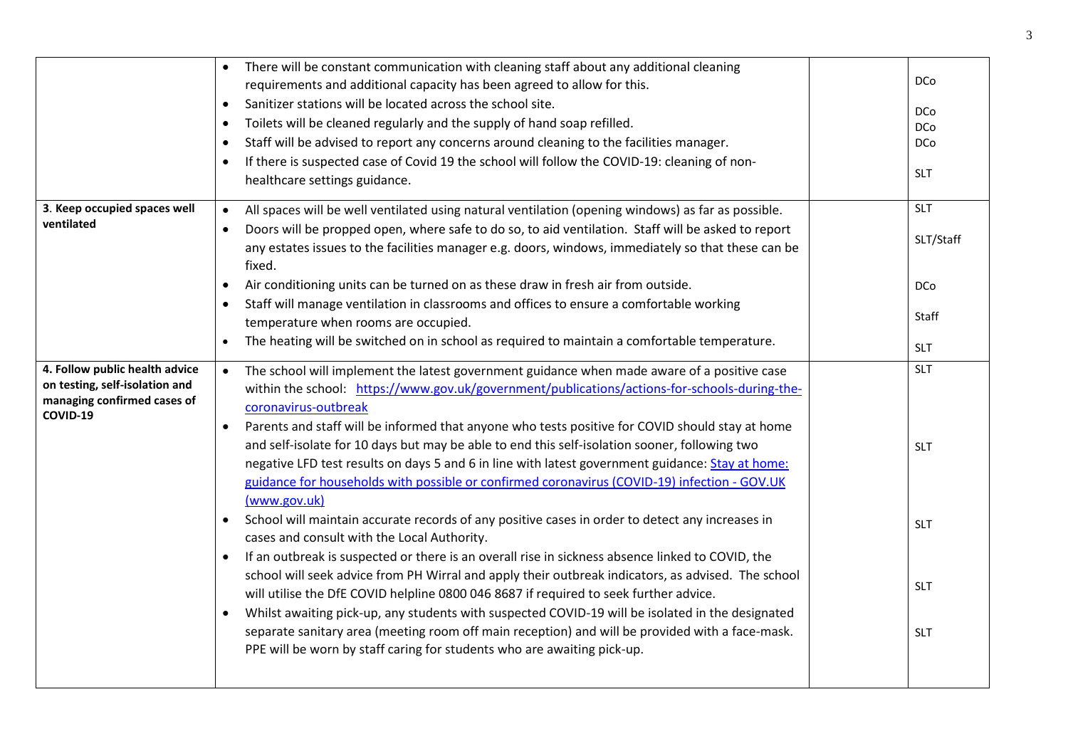| | | | |
|---|---|---|---|
| | • There will be constant communication with cleaning staff about any additional cleaning requirements and additional capacity has been agreed to allow for this.<br>• Sanitizer stations will be located across the school site.<br>• Toilets will be cleaned regularly and the supply of hand soap refilled.<br>• Staff will be advised to report any concerns around cleaning to the facilities manager.<br>• If there is suspected case of Covid 19 the school will follow the COVID-19: cleaning of non-healthcare settings guidance. | | DCo<br>DCo<br>DCo<br>DCo<br>SLT |
| **3. Keep occupied spaces well ventilated** | • All spaces will be well ventilated using natural ventilation (opening windows) as far as possible.<br>• Doors will be propped open, where safe to do so, to aid ventilation. Staff will be asked to report any estates issues to the facilities manager e.g. doors, windows, immediately so that these can be fixed.<br>• Air conditioning units can be turned on as these draw in fresh air from outside.<br>• Staff will manage ventilation in classrooms and offices to ensure a comfortable working temperature when rooms are occupied.<br>• The heating will be switched on in school as required to maintain a comfortable temperature. | | SLT<br>SLT/Staff<br>DCo<br>Staff<br>SLT |
| **4. Follow public health advice on testing, self-isolation and managing confirmed cases of COVID-19** | • The school will implement the latest government guidance when made aware of a positive case within the school: [https://www.gov.uk/government/publications/actions-for-schools-during-the-coronavirus-outbreak](https://www.gov.uk/government/publications/actions-for-schools-during-the-coronavirus-outbreak)<br>• Parents and staff will be informed that anyone who tests positive for COVID should stay at home and self-isolate for 10 days but may be able to end this self-isolation sooner, following two negative LFD test results on days 5 and 6 in line with latest government guidance: Stay at home: guidance for households with possible or confirmed coronavirus (COVID-19) infection - GOV.UK (www.gov.uk)<br>• School will maintain accurate records of any positive cases in order to detect any increases in cases and consult with the Local Authority.<br>• If an outbreak is suspected or there is an overall rise in sickness absence linked to COVID, the school will seek advice from PH Wirral and apply their outbreak indicators, as advised. The school will utilise the DfE COVID helpline 0800 046 8687 if required to seek further advice.<br>• Whilst awaiting pick-up, any students with suspected COVID-19 will be isolated in the designated separate sanitary area (meeting room off main reception) and will be provided with a face-mask. PPE will be worn by staff caring for students who are awaiting pick-up. | | SLT<br>SLT<br>SLT<br>SLT<br>SLT |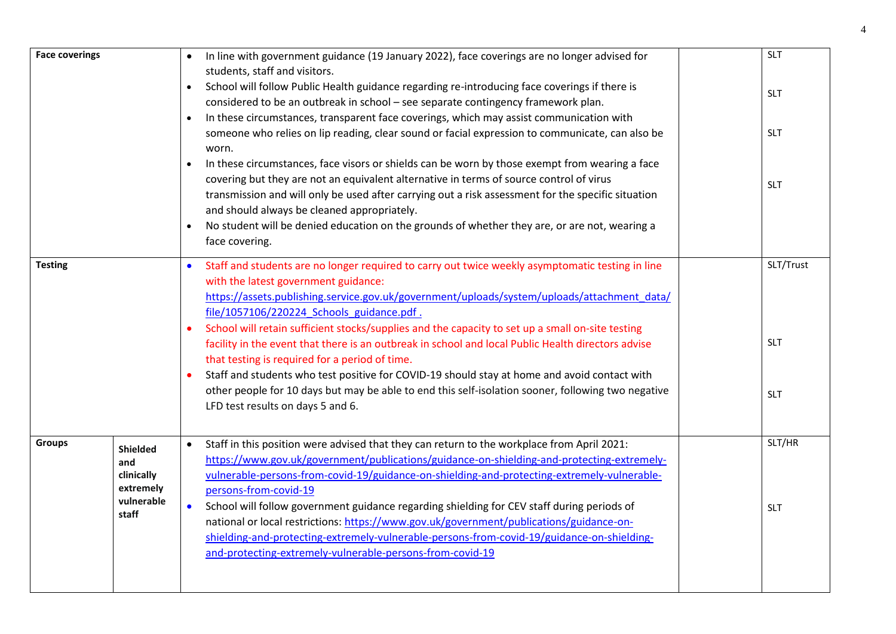| | | | | |
|---|---|---|---|---|
| **Face coverings** | | • In line with government guidance (19 January 2022), face coverings are no longer advised for students, staff and visitors.<br>• School will follow Public Health guidance regarding re-introducing face coverings if there is considered to be an outbreak in school – see separate contingency framework plan.<br>• In these circumstances, transparent face coverings, which may assist communication with someone who relies on lip reading, clear sound or facial expression to communicate, can also be worn.<br>• In these circumstances, face visors or shields can be worn by those exempt from wearing a face covering but they are not an equivalent alternative in terms of source control of virus transmission and will only be used after carrying out a risk assessment for the specific situation and should always be cleaned appropriately.<br>• No student will be denied education on the grounds of whether they are, or are not, wearing a face covering. | | SLT<br><br>SLT<br><br>SLT<br><br>SLT |
| **Testing** | | • Staff and students are no longer required to carry out twice weekly asymptomatic testing in line with the latest government guidance: https://assets.publishing.service.gov.uk/government/uploads/system/uploads/attachment_data/file/1057106/220224_Schools_guidance.pdf .<br>• School will retain sufficient stocks/supplies and the capacity to set up a small on-site testing facility in the event that there is an outbreak in school and local Public Health directors advise that testing is required for a period of time.<br>• Staff and students who test positive for COVID-19 should stay at home and avoid contact with other people for 10 days but may be able to end this self-isolation sooner, following two negative LFD test results on days 5 and 6. | | SLT/Trust<br><br>SLT<br><br>SLT |
| **Groups** | **Shielded and clinically extremely vulnerable staff** | • Staff in this position were advised that they can return to the workplace from April 2021: https://www.gov.uk/government/publications/guidance-on-shielding-and-protecting-extremely-vulnerable-persons-from-covid-19/guidance-on-shielding-and-protecting-extremely-vulnerable-persons-from-covid-19<br>• School will follow government guidance regarding shielding for CEV staff during periods of national or local restrictions: https://www.gov.uk/government/publications/guidance-on-shielding-and-protecting-extremely-vulnerable-persons-from-covid-19/guidance-on-shielding-and-protecting-extremely-vulnerable-persons-from-covid-19 | | SLT/HR<br><br>SLT |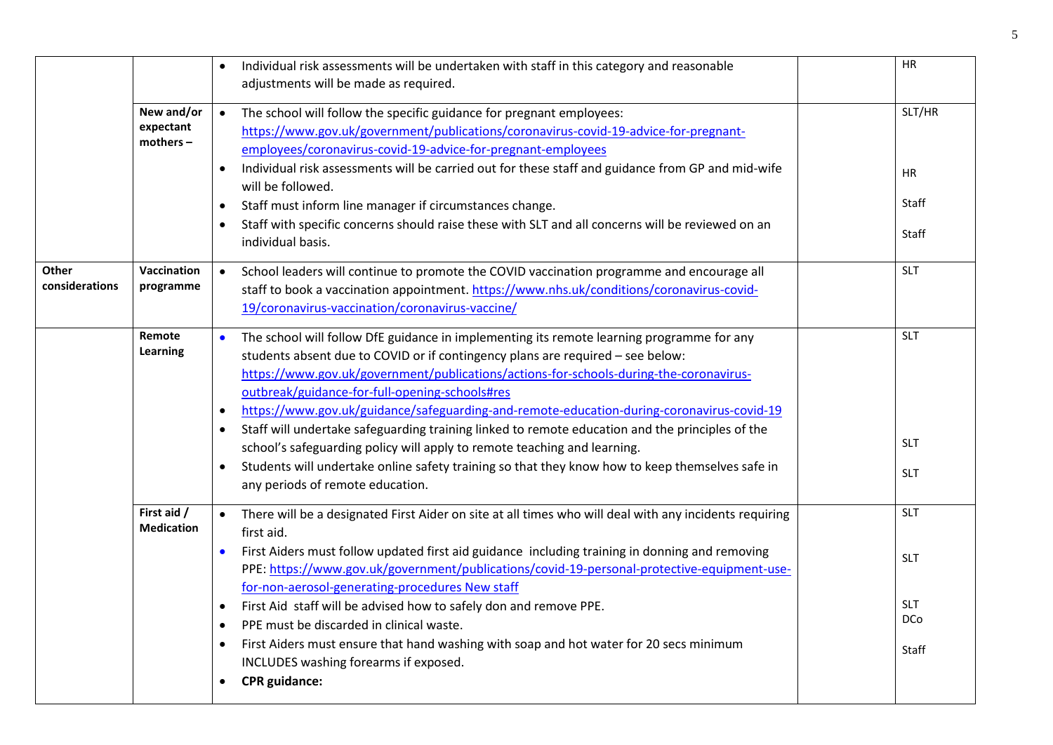| | | | | |
|---|---|---|---|---|
| | | • Individual risk assessments will be undertaken with staff in this category and reasonable adjustments will be made as required. | | HR |
| | **New and/or expectant mothers –** | • The school will follow the specific guidance for pregnant employees: https://www.gov.uk/government/publications/coronavirus-covid-19-advice-for-pregnant-employees/coronavirus-covid-19-advice-for-pregnant-employees<br>• Individual risk assessments will be carried out for these staff and guidance from GP and mid-wife will be followed.<br>• Staff must inform line manager if circumstances change.<br>• Staff with specific concerns should raise these with SLT and all concerns will be reviewed on an individual basis. | | SLT/HR<br><br>HR<br><br>Staff<br><br>Staff |
| **Other considerations** | **Vaccination programme** | • School leaders will continue to promote the COVID vaccination programme and encourage all staff to book a vaccination appointment. https://www.nhs.uk/conditions/coronavirus-covid-19/coronavirus-vaccination/coronavirus-vaccine/ | | SLT |
| | **Remote Learning** | • The school will follow DfE guidance in implementing its remote learning programme for any students absent due to COVID or if contingency plans are required – see below: https://www.gov.uk/government/publications/actions-for-schools-during-the-coronavirus-outbreak/guidance-for-full-opening-schools#res<br>• https://www.gov.uk/guidance/safeguarding-and-remote-education-during-coronavirus-covid-19<br>• Staff will undertake safeguarding training linked to remote education and the principles of the school's safeguarding policy will apply to remote teaching and learning.<br>• Students will undertake online safety training so that they know how to keep themselves safe in any periods of remote education. | | SLT<br><br><br><br>SLT<br><br>SLT |
| | **First aid / Medication** | • There will be a designated First Aider on site at all times who will deal with any incidents requiring first aid.<br>• First Aiders must follow updated first aid guidance including training in donning and removing PPE: https://www.gov.uk/government/publications/covid-19-personal-protective-equipment-use-for-non-aerosol-generating-procedures New staff<br>• First Aid staff will be advised how to safely don and remove PPE.<br>• PPE must be discarded in clinical waste.<br>• First Aiders must ensure that hand washing with soap and hot water for 20 secs minimum INCLUDES washing forearms if exposed.<br>• **CPR guidance:** | | SLT<br><br>SLT<br><br>SLT<br>DCo<br><br>Staff |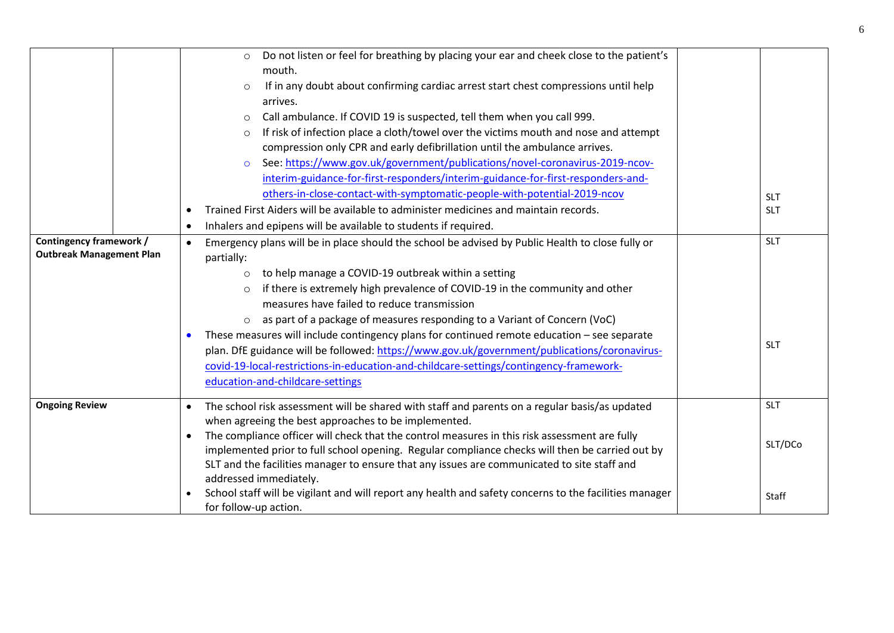| | | | | |
|---|---|---|---|---|
| | | <ul><li>Do not listen or feel for breathing by placing your ear and cheek close to the patient's mouth.</li><li>If in any doubt about confirming cardiac arrest start chest compressions until help arrives.</li><li>Call ambulance. If COVID 19 is suspected, tell them when you call 999.</li><li>If risk of infection place a cloth/towel over the victims mouth and nose and attempt compression only CPR and early defibrillation until the ambulance arrives.</li><li>See: https://www.gov.uk/government/publications/novel-coronavirus-2019-ncov-interim-guidance-for-first-responders/interim-guidance-for-first-responders-and-others-in-close-contact-with-symptomatic-people-with-potential-2019-ncov</li></ul><ul><li>Trained First Aiders will be available to administer medicines and maintain records.</li><li>Inhalers and epipens will be available to students if required.</li></ul> | | SLT<br>SLT |
| **Contingency framework / Outbreak Management Plan** | | <ul><li>Emergency plans will be in place should the school be advised by Public Health to close fully or partially:<ul><li>to help manage a COVID-19 outbreak within a setting</li><li>if there is extremely high prevalence of COVID-19 in the community and other measures have failed to reduce transmission</li><li>as part of a package of measures responding to a Variant of Concern (VoC)</li></ul></li><li>These measures will include contingency plans for continued remote education – see separate plan. DfE guidance will be followed: https://www.gov.uk/government/publications/coronavirus-covid-19-local-restrictions-in-education-and-childcare-settings/contingency-framework-education-and-childcare-settings</li></ul> | | SLT<br><br>SLT |
| **Ongoing Review** | | <ul><li>The school risk assessment will be shared with staff and parents on a regular basis/as updated when agreeing the best approaches to be implemented.</li><li>The compliance officer will check that the control measures in this risk assessment are fully implemented prior to full school opening. Regular compliance checks will then be carried out by SLT and the facilities manager to ensure that any issues are communicated to site staff and addressed immediately.</li><li>School staff will be vigilant and will report any health and safety concerns to the facilities manager for follow-up action.</li></ul> | | SLT<br><br>SLT/DCo<br><br>Staff |